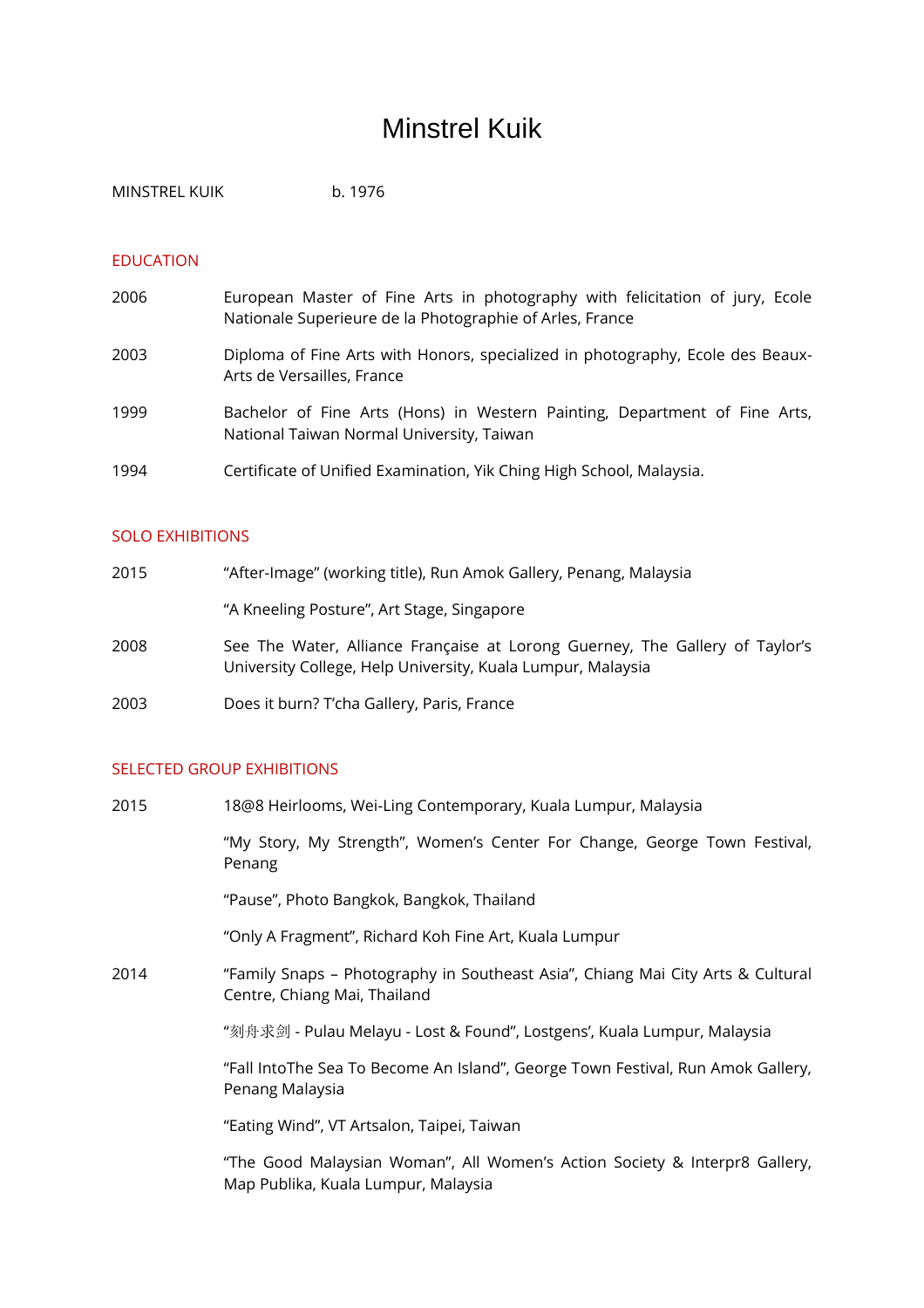# Minstrel Kuik

MINSTREL KUIK b. 1976

## EDUCATION

| | |
|---|---|
| 2006 | European Master of Fine Arts in photography with felicitation of jury, Ecole Nationale Superieure de la Photographie of Arles, France |
| 2003 | Diploma of Fine Arts with Honors, specialized in photography, Ecole des Beaux-Arts de Versailles, France |
| 1999 | Bachelor of Fine Arts (Hons) in Western Painting, Department of Fine Arts, National Taiwan Normal University, Taiwan |
| 1994 | Certificate of Unified Examination, Yik Ching High School, Malaysia. |

## SOLO EXHIBITIONS

| | |
|---|---|
| 2015 | “After-Image” (working title), Run Amok Gallery, Penang, Malaysia |
| | “A Kneeling Posture”, Art Stage, Singapore |
| 2008 | See The Water, Alliance Française at Lorong Guerney, The Gallery of Taylor’s University College, Help University, Kuala Lumpur, Malaysia |
| 2003 | Does it burn? T’cha Gallery, Paris, France |

## SELECTED GROUP EXHIBITIONS

| | |
|---|---|
| 2015 | 18@8 Heirlooms, Wei-Ling Contemporary, Kuala Lumpur, Malaysia |
| | “My Story, My Strength”, Women’s Center For Change, George Town Festival, Penang |
| | “Pause”, Photo Bangkok, Bangkok, Thailand |
| | “Only A Fragment”, Richard Koh Fine Art, Kuala Lumpur |
| 2014 | “Family Snaps – Photography in Southeast Asia”, Chiang Mai City Arts & Cultural Centre, Chiang Mai, Thailand |
| | “刻舟求剑 - Pulau Melayu - Lost & Found”, Lostgens’, Kuala Lumpur, Malaysia |
| | “Fall IntoThe Sea To Become An Island”, George Town Festival, Run Amok Gallery, Penang Malaysia |
| | “Eating Wind”, VT Artsalon, Taipei, Taiwan |
| | “The Good Malaysian Woman”, All Women’s Action Society & Interpr8 Gallery, Map Publika, Kuala Lumpur, Malaysia |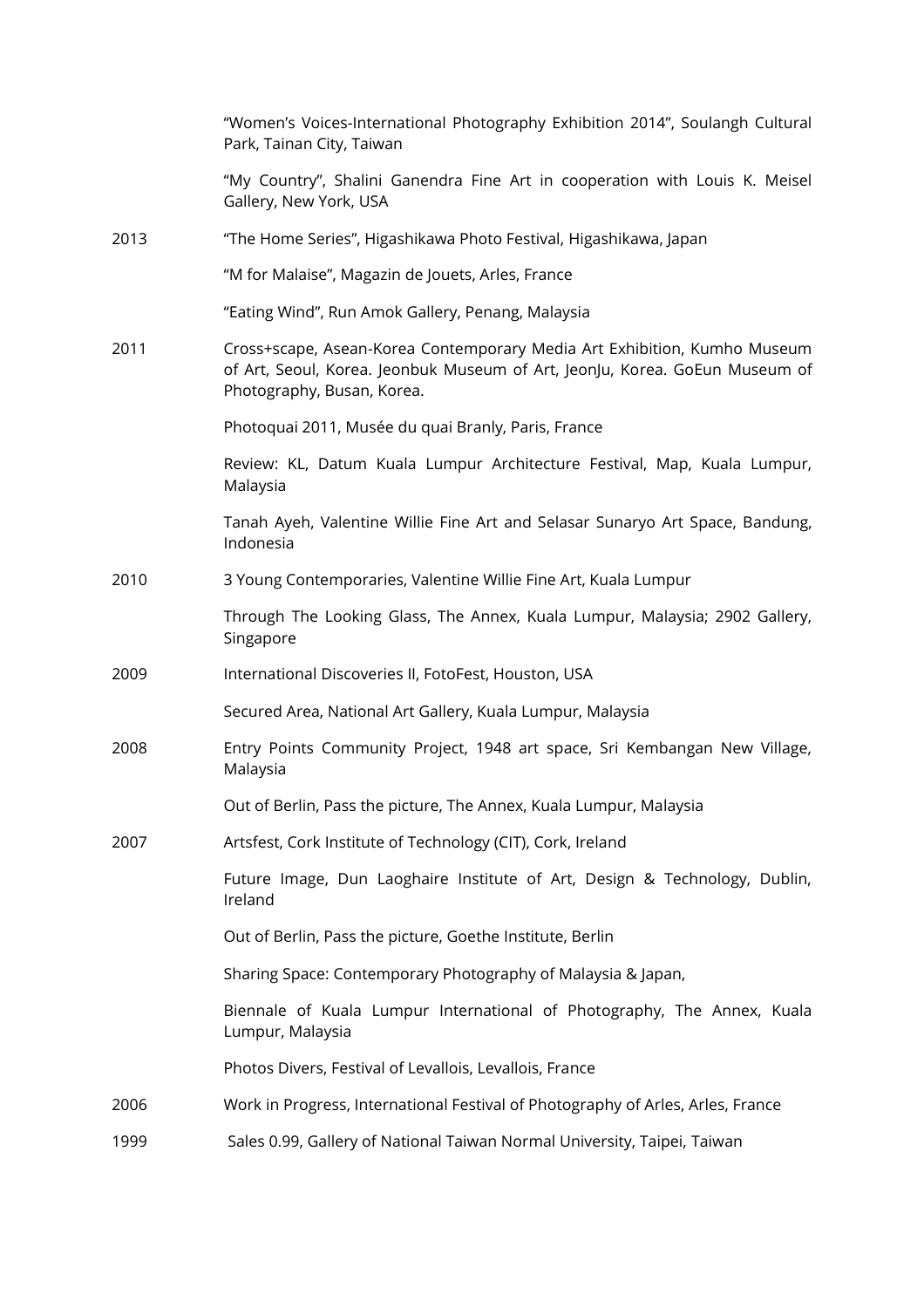"Women's Voices-International Photography Exhibition 2014", Soulangh Cultural Park, Tainan City, Taiwan

"My Country", Shalini Ganendra Fine Art in cooperation with Louis K. Meisel Gallery, New York, USA

**2013**

"The Home Series", Higashikawa Photo Festival, Higashikawa, Japan

"M for Malaise", Magazin de Jouets, Arles, France

"Eating Wind", Run Amok Gallery, Penang, Malaysia

**2011**

Cross+scape, Asean-Korea Contemporary Media Art Exhibition, Kumho Museum of Art, Seoul, Korea. Jeonbuk Museum of Art, JeonJu, Korea. GoEun Museum of Photography, Busan, Korea.

Photoquai 2011, Musée du quai Branly, Paris, France

Review: KL, Datum Kuala Lumpur Architecture Festival, Map, Kuala Lumpur, Malaysia

Tanah Ayeh, Valentine Willie Fine Art and Selasar Sunaryo Art Space, Bandung, Indonesia

**2010**

3 Young Contemporaries, Valentine Willie Fine Art, Kuala Lumpur

Through The Looking Glass, The Annex, Kuala Lumpur, Malaysia; 2902 Gallery, Singapore

**2009**

International Discoveries II, FotoFest, Houston, USA

Secured Area, National Art Gallery, Kuala Lumpur, Malaysia

**2008**

Entry Points Community Project, 1948 art space, Sri Kembangan New Village, Malaysia

Out of Berlin, Pass the picture, The Annex, Kuala Lumpur, Malaysia

**2007**

Artsfest, Cork Institute of Technology (CIT), Cork, Ireland

Future Image, Dun Laoghaire Institute of Art, Design & Technology, Dublin, Ireland

Out of Berlin, Pass the picture, Goethe Institute, Berlin

Sharing Space: Contemporary Photography of Malaysia & Japan,

Biennale of Kuala Lumpur International of Photography, The Annex, Kuala Lumpur, Malaysia

Photos Divers, Festival of Levallois, Levallois, France

**2006**

Work in Progress, International Festival of Photography of Arles, Arles, France

**1999**

Sales 0.99, Gallery of National Taiwan Normal University, Taipei, Taiwan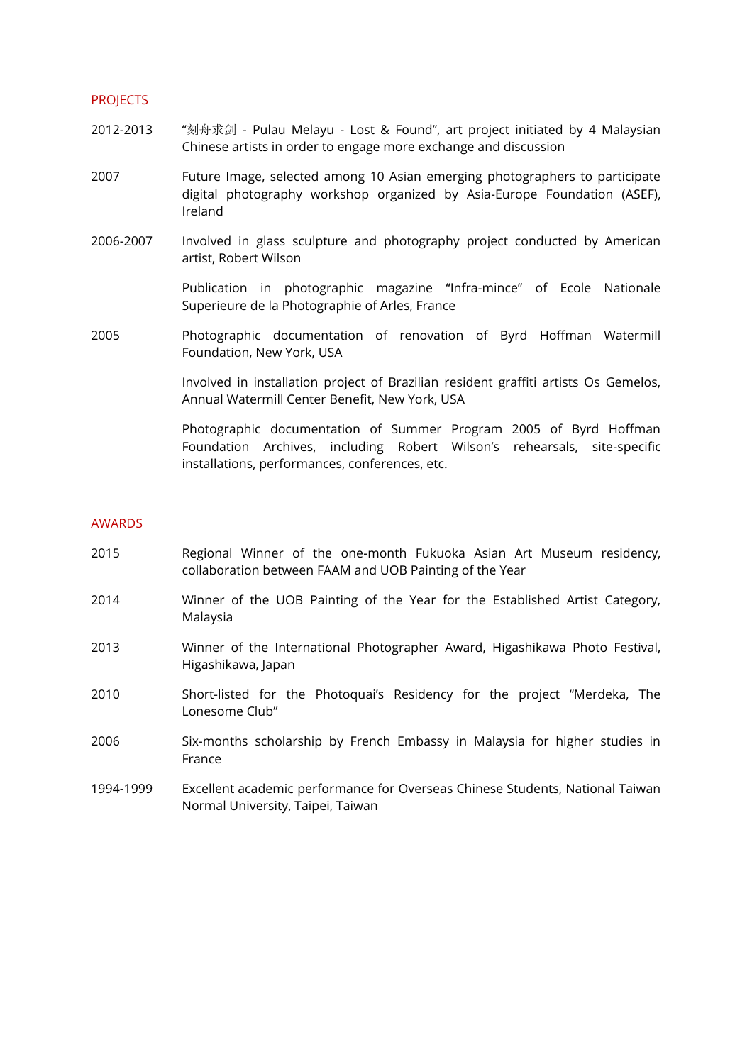## PROJECTS

| | |
|---|---|
| 2012-2013 | "刻舟求剑 - Pulau Melayu - Lost & Found", art project initiated by 4 Malaysian Chinese artists in order to engage more exchange and discussion |
| 2007 | Future Image, selected among 10 Asian emerging photographers to participate digital photography workshop organized by Asia-Europe Foundation (ASEF), Ireland |
| 2006-2007 | Involved in glass sculpture and photography project conducted by American artist, Robert Wilson |
| | Publication in photographic magazine "Infra-mince" of Ecole Nationale Superieure de la Photographie of Arles, France |
| 2005 | Photographic documentation of renovation of Byrd Hoffman Watermill Foundation, New York, USA |
| | Involved in installation project of Brazilian resident graffiti artists Os Gemelos, Annual Watermill Center Benefit, New York, USA |
| | Photographic documentation of Summer Program 2005 of Byrd Hoffman Foundation Archives, including Robert Wilson's rehearsals, site-specific installations, performances, conferences, etc. |

## AWARDS

| | |
|---|---|
| 2015 | Regional Winner of the one-month Fukuoka Asian Art Museum residency, collaboration between FAAM and UOB Painting of the Year |
| 2014 | Winner of the UOB Painting of the Year for the Established Artist Category, Malaysia |
| 2013 | Winner of the International Photographer Award, Higashikawa Photo Festival, Higashikawa, Japan |
| 2010 | Short-listed for the Photoquai's Residency for the project "Merdeka, The Lonesome Club" |
| 2006 | Six-months scholarship by French Embassy in Malaysia for higher studies in France |
| 1994-1999 | Excellent academic performance for Overseas Chinese Students, National Taiwan Normal University, Taipei, Taiwan |